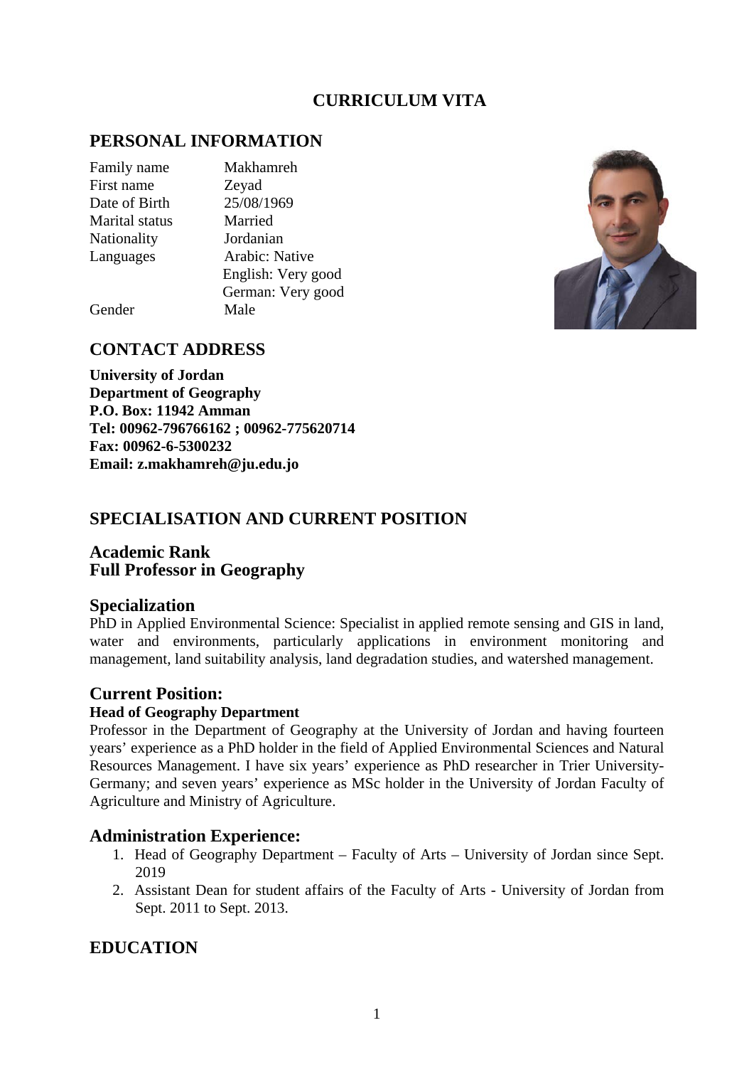# CURRICULUM VITA

## PERSONAL INFORMATION

| | |
|---|---|
| Family name | Makhamreh |
| First name | Zeyad |
| Date of Birth | 25/08/1969 |
| Marital status | Married |
| Nationality | Jordanian |
| Languages | Arabic: Native |
| | English: Very good |
| | German: Very good |
| Gender | Male |

## CONTACT ADDRESS

**University of Jordan**
**Department of Geography**
**P.O. Box: 11942 Amman**
**Tel: 00962-796766162 ; 00962-775620714**
**Fax: 00962-6-5300232**
**Email: z.makhamreh@ju.edu.jo**

## SPECIALISATION AND CURRENT POSITION

### Academic Rank
### Full Professor in Geography

### Specialization

PhD in Applied Environmental Science: Specialist in applied remote sensing and GIS in land, water and environments, particularly applications in environment monitoring and management, land suitability analysis, land degradation studies, and watershed management.

### Current Position:

**Head of Geography Department**

Professor in the Department of Geography at the University of Jordan and having fourteen years' experience as a PhD holder in the field of Applied Environmental Sciences and Natural Resources Management. I have six years' experience as PhD researcher in Trier University-Germany; and seven years' experience as MSc holder in the University of Jordan Faculty of Agriculture and Ministry of Agriculture.

### Administration Experience:

1. Head of Geography Department – Faculty of Arts – University of Jordan since Sept. 2019
2. Assistant Dean for student affairs of the Faculty of Arts - University of Jordan from Sept. 2011 to Sept. 2013.

## EDUCATION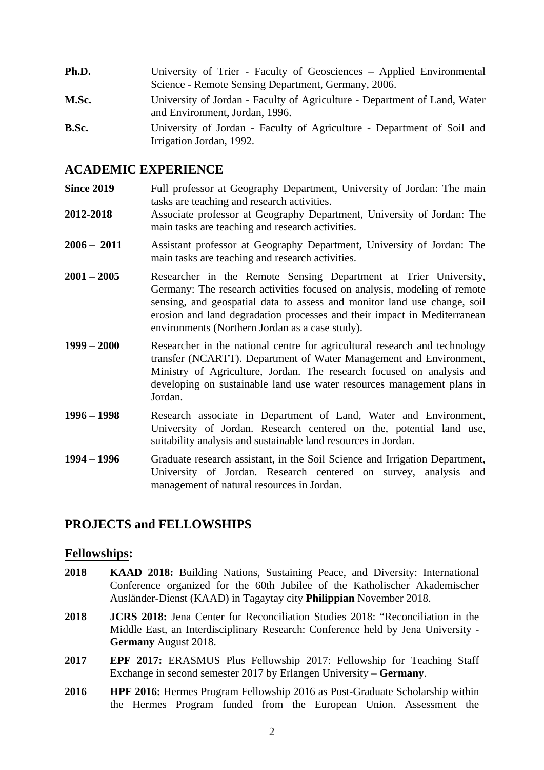**Ph.D.** University of Trier - Faculty of Geosciences – Applied Environmental Science - Remote Sensing Department, Germany, 2006.

**M.Sc.** University of Jordan - Faculty of Agriculture - Department of Land, Water and Environment, Jordan, 1996.

**B.Sc.** University of Jordan - Faculty of Agriculture - Department of Soil and Irrigation Jordan, 1992.

## ACADEMIC EXPERIENCE

**Since 2019** Full professor at Geography Department, University of Jordan: The main tasks are teaching and research activities.

**2012-2018** Associate professor at Geography Department, University of Jordan: The main tasks are teaching and research activities.

**2006 – 2011** Assistant professor at Geography Department, University of Jordan: The main tasks are teaching and research activities.

**2001 – 2005** Researcher in the Remote Sensing Department at Trier University, Germany: The research activities focused on analysis, modeling of remote sensing, and geospatial data to assess and monitor land use change, soil erosion and land degradation processes and their impact in Mediterranean environments (Northern Jordan as a case study).

**1999 – 2000** Researcher in the national centre for agricultural research and technology transfer (NCARTT). Department of Water Management and Environment, Ministry of Agriculture, Jordan. The research focused on analysis and developing on sustainable land use water resources management plans in Jordan.

**1996 – 1998** Research associate in Department of Land, Water and Environment, University of Jordan. Research centered on the, potential land use, suitability analysis and sustainable land resources in Jordan.

**1994 – 1996** Graduate research assistant, in the Soil Science and Irrigation Department, University of Jordan. Research centered on survey, analysis and management of natural resources in Jordan.

## PROJECTS and FELLOWSHIPS

### Fellowships:

**2018** **KAAD 2018:** Building Nations, Sustaining Peace, and Diversity: International Conference organized for the 60th Jubilee of the Katholischer Akademischer Ausländer-Dienst (KAAD) in Tagaytay city **Philippian** November 2018.

**2018** **JCRS 2018:** Jena Center for Reconciliation Studies 2018: "Reconciliation in the Middle East, an Interdisciplinary Research: Conference held by Jena University - **Germany** August 2018.

**2017** **EPF 2017:** ERASMUS Plus Fellowship 2017: Fellowship for Teaching Staff Exchange in second semester 2017 by Erlangen University – **Germany**.

**2016** **HPF 2016:** Hermes Program Fellowship 2016 as Post-Graduate Scholarship within the Hermes Program funded from the European Union. Assessment the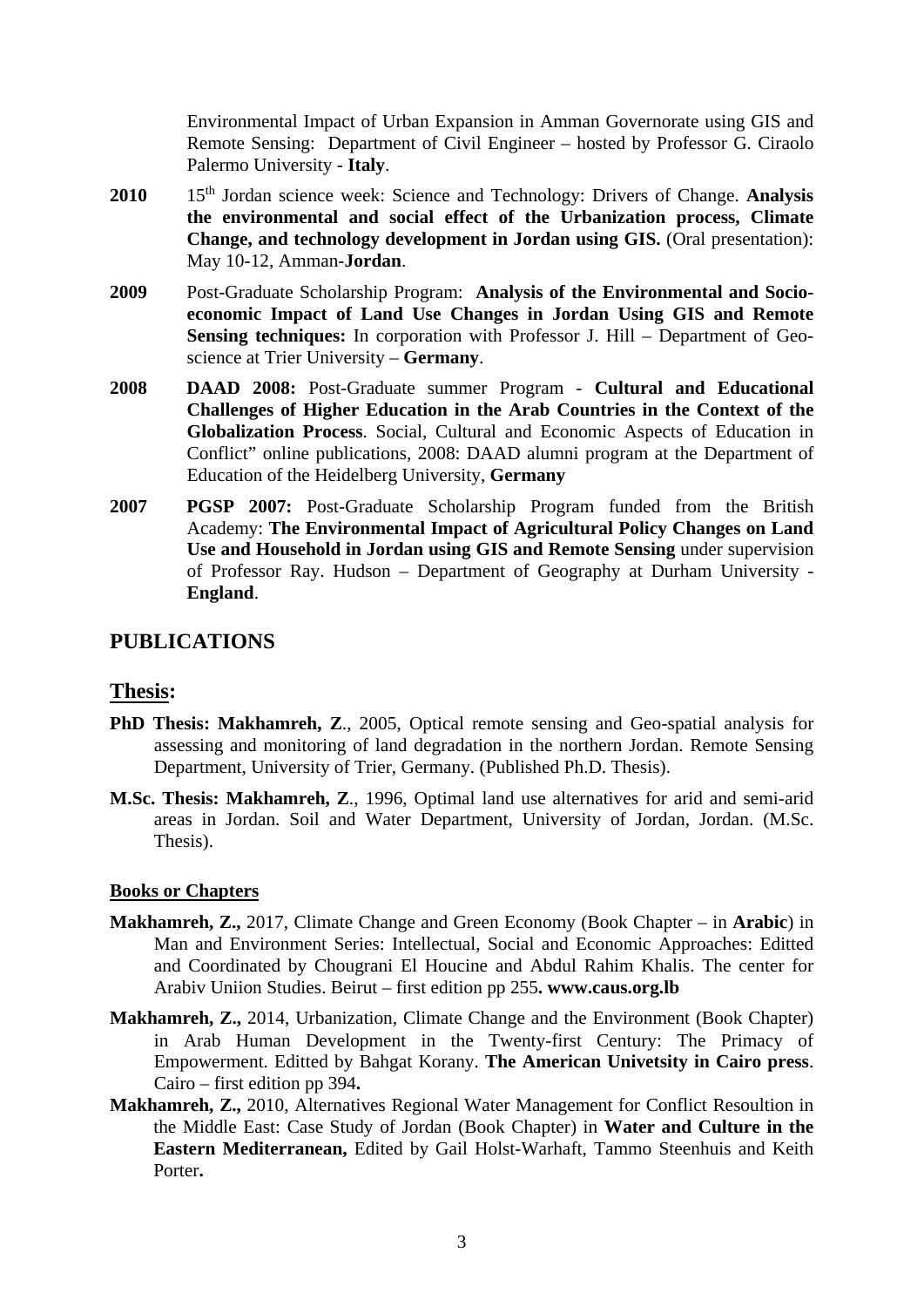Environmental Impact of Urban Expansion in Amman Governorate using GIS and Remote Sensing: Department of Civil Engineer – hosted by Professor G. Ciraolo Palermo University - **Italy**.

**2010** 15th Jordan science week: Science and Technology: Drivers of Change. **Analysis the environmental and social effect of the Urbanization process, Climate Change, and technology development in Jordan using GIS.** (Oral presentation): May 10-12, Amman-**Jordan**.

**2009** Post-Graduate Scholarship Program: **Analysis of the Environmental and Socio-economic Impact of Land Use Changes in Jordan Using GIS and Remote Sensing techniques:** In corporation with Professor J. Hill – Department of Geo-science at Trier University – **Germany**.

**2008** **DAAD 2008:** Post-Graduate summer Program - **Cultural and Educational Challenges of Higher Education in the Arab Countries in the Context of the Globalization Process**. Social, Cultural and Economic Aspects of Education in Conflict" online publications, 2008: DAAD alumni program at the Department of Education of the Heidelberg University, **Germany**

**2007** **PGSP 2007:** Post-Graduate Scholarship Program funded from the British Academy: **The Environmental Impact of Agricultural Policy Changes on Land Use and Household in Jordan using GIS and Remote Sensing** under supervision of Professor Ray. Hudson – Department of Geography at Durham University - **England**.

## PUBLICATIONS

### Thesis:

**PhD Thesis: Makhamreh, Z**., 2005, Optical remote sensing and Geo-spatial analysis for assessing and monitoring of land degradation in the northern Jordan. Remote Sensing Department, University of Trier, Germany. (Published Ph.D. Thesis).

**M.Sc. Thesis: Makhamreh, Z**., 1996, Optimal land use alternatives for arid and semi-arid areas in Jordan. Soil and Water Department, University of Jordan, Jordan. (M.Sc. Thesis).

#### Books or Chapters

**Makhamreh, Z.,** 2017, Climate Change and Green Economy (Book Chapter – in **Arabic**) in Man and Environment Series: Intellectual, Social and Economic Approaches: Editted and Coordinated by Chougrani El Houcine and Abdul Rahim Khalis. The center for Arabiv Uniion Studies. Beirut – first edition pp 255**. www.caus.org.lb**

**Makhamreh, Z.,** 2014, Urbanization, Climate Change and the Environment (Book Chapter) in Arab Human Development in the Twenty-first Century: The Primacy of Empowerment. Editted by Bahgat Korany. **The American Univetsity in Cairo press**. Cairo – first edition pp 394**.**

**Makhamreh, Z.,** 2010, Alternatives Regional Water Management for Conflict Resoultion in the Middle East: Case Study of Jordan (Book Chapter) in **Water and Culture in the Eastern Mediterranean,** Edited by Gail Holst-Warhaft, Tammo Steenhuis and Keith Porter**.**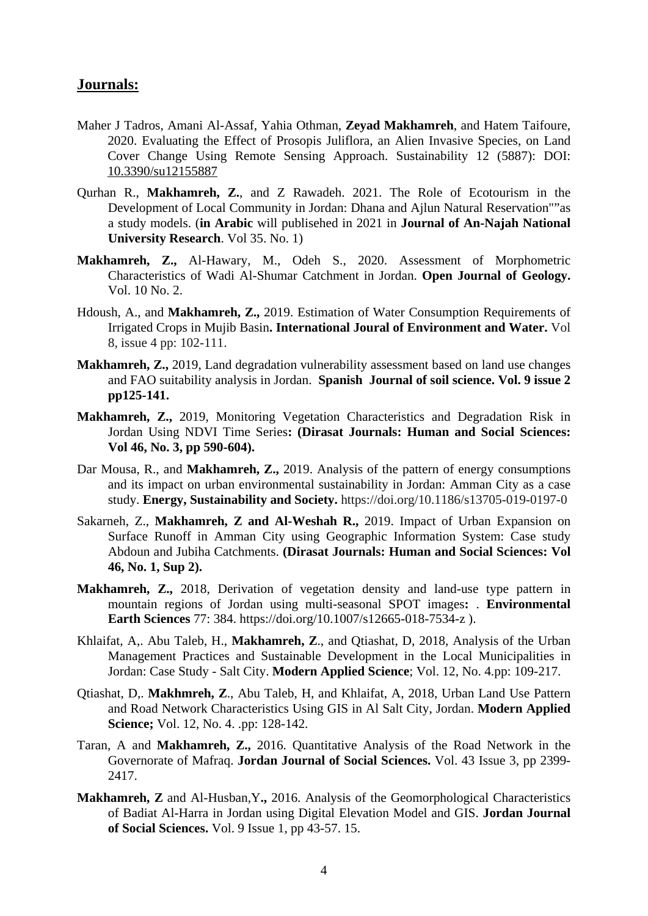## Journals:

Maher J Tadros, Amani Al-Assaf, Yahia Othman, **Zeyad Makhamreh**, and Hatem Taifoure, 2020. Evaluating the Effect of Prosopis Juliflora, an Alien Invasive Species, on Land Cover Change Using Remote Sensing Approach. Sustainability 12 (5887): DOI: 10.3390/su12155887

Qurhan R., **Makhamreh, Z.**, and Z Rawadeh. 2021. The Role of Ecotourism in the Development of Local Community in Jordan: Dhana and Ajlun Natural Reservation""as a study models. (**in Arabic** will publisehed in 2021 in **Journal of An-Najah National University Research**. Vol 35. No. 1)

**Makhamreh, Z.,** Al-Hawary, M., Odeh S., 2020. Assessment of Morphometric Characteristics of Wadi Al-Shumar Catchment in Jordan. **Open Journal of Geology.** Vol. 10 No. 2.

Hdoush, A., and **Makhamreh, Z.,** 2019. Estimation of Water Consumption Requirements of Irrigated Crops in Mujib Basin**. International Joural of Environment and Water.** Vol 8, issue 4 pp: 102-111.

**Makhamreh, Z.,** 2019, Land degradation vulnerability assessment based on land use changes and FAO suitability analysis in Jordan. **Spanish Journal of soil science. Vol. 9 issue 2 pp125-141.**

**Makhamreh, Z.,** 2019, Monitoring Vegetation Characteristics and Degradation Risk in Jordan Using NDVI Time Series**: (Dirasat Journals: Human and Social Sciences: Vol 46, No. 3, pp 590-604).**

Dar Mousa, R., and **Makhamreh, Z.,** 2019. Analysis of the pattern of energy consumptions and its impact on urban environmental sustainability in Jordan: Amman City as a case study. **Energy, Sustainability and Society.** https://doi.org/10.1186/s13705-019-0197-0

Sakarneh, Z., **Makhamreh, Z and Al-Weshah R.,** 2019. Impact of Urban Expansion on Surface Runoff in Amman City using Geographic Information System: Case study Abdoun and Jubiha Catchments. **(Dirasat Journals: Human and Social Sciences: Vol 46, No. 1, Sup 2).**

**Makhamreh, Z.,** 2018, Derivation of vegetation density and land-use type pattern in mountain regions of Jordan using multi-seasonal SPOT images**:** . **Environmental Earth Sciences** 77: 384. https://doi.org/10.1007/s12665-018-7534-z ).

Khlaifat, A,. Abu Taleb, H., **Makhamreh, Z**., and Qtiashat, D, 2018, Analysis of the Urban Management Practices and Sustainable Development in the Local Municipalities in Jordan: Case Study - Salt City. **Modern Applied Science**; Vol. 12, No. 4.pp: 109-217.

Qtiashat, D,. **Makhmreh, Z**., Abu Taleb, H, and Khlaifat, A, 2018, Urban Land Use Pattern and Road Network Characteristics Using GIS in Al Salt City, Jordan. **Modern Applied Science;** Vol. 12, No. 4. .pp: 128-142.

Taran, A and **Makhamreh, Z.,** 2016. Quantitative Analysis of the Road Network in the Governorate of Mafraq. **Jordan Journal of Social Sciences.** Vol. 43 Issue 3, pp 2399-2417.

**Makhamreh, Z** and Al-Husban,Y**.,** 2016. Analysis of the Geomorphological Characteristics of Badiat Al-Harra in Jordan using Digital Elevation Model and GIS. **Jordan Journal of Social Sciences.** Vol. 9 Issue 1, pp 43-57. 15.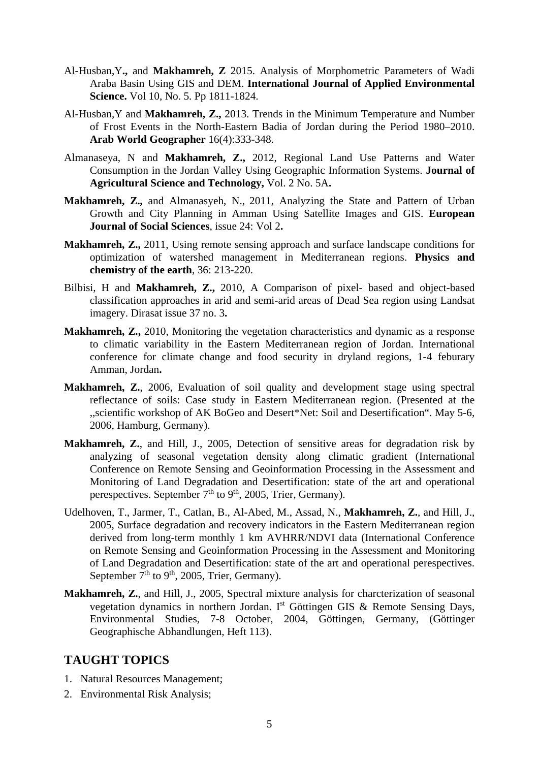Al-Husban,Y**.,** and **Makhamreh, Z** 2015. Analysis of Morphometric Parameters of Wadi Araba Basin Using GIS and DEM. **International Journal of Applied Environmental Science.** Vol 10, No. 5. Pp 1811-1824.

Al-Husban,Y and **Makhamreh, Z.,** 2013. Trends in the Minimum Temperature and Number of Frost Events in the North-Eastern Badia of Jordan during the Period 1980–2010. **Arab World Geographer** 16(4):333-348.

Almanaseya, N and **Makhamreh, Z.,** 2012, Regional Land Use Patterns and Water Consumption in the Jordan Valley Using Geographic Information Systems. **Journal of Agricultural Science and Technology,** Vol. 2 No. 5A**.**

**Makhamreh, Z.,** and Almanasyeh, N., 2011, Analyzing the State and Pattern of Urban Growth and City Planning in Amman Using Satellite Images and GIS. **European Journal of Social Sciences**, issue 24: Vol 2**.**

**Makhamreh, Z.,** 2011, Using remote sensing approach and surface landscape conditions for optimization of watershed management in Mediterranean regions. **Physics and chemistry of the earth**, 36: 213-220.

Bilbisi, H and **Makhamreh, Z.,** 2010, A Comparison of pixel- based and object-based classification approaches in arid and semi-arid areas of Dead Sea region using Landsat imagery. Dirasat issue 37 no. 3**.**

**Makhamreh, Z.,** 2010, Monitoring the vegetation characteristics and dynamic as a response to climatic variability in the Eastern Mediterranean region of Jordan. International conference for climate change and food security in dryland regions, 1-4 feburary Amman, Jordan**.**

**Makhamreh, Z.**, 2006, Evaluation of soil quality and development stage using spectral reflectance of soils: Case study in Eastern Mediterranean region. (Presented at the „scientific workshop of AK BoGeo and Desert*Net: Soil and Desertification". May 5-6, 2006, Hamburg, Germany).

**Makhamreh, Z.**, and Hill, J., 2005, Detection of sensitive areas for degradation risk by analyzing of seasonal vegetation density along climatic gradient (International Conference on Remote Sensing and Geoinformation Processing in the Assessment and Monitoring of Land Degradation and Desertification: state of the art and operational perespectives. September 7th to 9th, 2005, Trier, Germany).

Udelhoven, T., Jarmer, T., Catlan, B., Al-Abed, M., Assad, N., **Makhamreh, Z.**, and Hill, J., 2005, Surface degradation and recovery indicators in the Eastern Mediterranean region derived from long-term monthly 1 km AVHRR/NDVI data (International Conference on Remote Sensing and Geoinformation Processing in the Assessment and Monitoring of Land Degradation and Desertification: state of the art and operational perespectives. September 7th to 9th, 2005, Trier, Germany).

**Makhamreh, Z.**, and Hill, J., 2005, Spectral mixture analysis for charcterization of seasonal vegetation dynamics in northern Jordan. Ist Göttingen GIS & Remote Sensing Days, Environmental Studies, 7-8 October, 2004, Göttingen, Germany, (Göttinger Geographische Abhandlungen, Heft 113).

## TAUGHT TOPICS

1. Natural Resources Management;
2. Environmental Risk Analysis;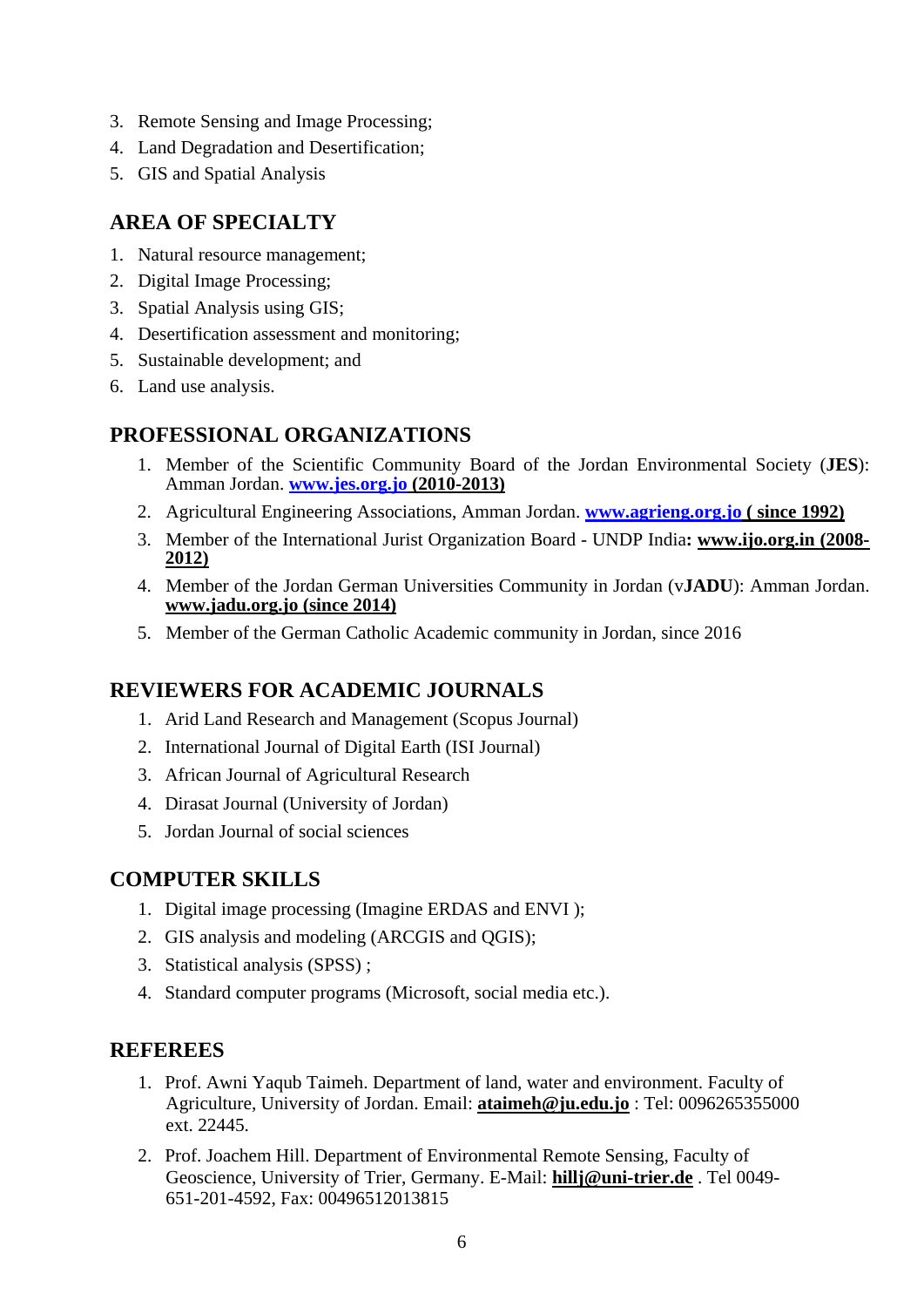3. Remote Sensing and Image Processing;
4. Land Degradation and Desertification;
5. GIS and Spatial Analysis

## AREA OF SPECIALTY

1. Natural resource management;
2. Digital Image Processing;
3. Spatial Analysis using GIS;
4. Desertification assessment and monitoring;
5. Sustainable development; and
6. Land use analysis.

## PROFESSIONAL ORGANIZATIONS

1. Member of the Scientific Community Board of the Jordan Environmental Society (**JES**): Amman Jordan. **www.jes.org.jo (2010-2013)**
2. Agricultural Engineering Associations, Amman Jordan. **www.agrieng.org.jo ( since 1992)**
3. Member of the International Jurist Organization Board - UNDP India**: www.ijo.org.in (2008-2012)**
4. Member of the Jordan German Universities Community in Jordan (v**JADU**): Amman Jordan. **www.jadu.org.jo (since 2014)**
5. Member of the German Catholic Academic community in Jordan, since 2016

## REVIEWERS FOR ACADEMIC JOURNALS

1. Arid Land Research and Management (Scopus Journal)
2. International Journal of Digital Earth (ISI Journal)
3. African Journal of Agricultural Research
4. Dirasat Journal (University of Jordan)
5. Jordan Journal of social sciences

## COMPUTER SKILLS

1. Digital image processing (Imagine ERDAS and ENVI );
2. GIS analysis and modeling (ARCGIS and QGIS);
3. Statistical analysis (SPSS) ;
4. Standard computer programs (Microsoft, social media etc.).

## REFEREES

1. Prof. Awni Yaqub Taimeh. Department of land, water and environment. Faculty of Agriculture, University of Jordan. Email: **ataimeh@ju.edu.jo** : Tel: 0096265355000 ext. 22445.
2. Prof. Joachem Hill. Department of Environmental Remote Sensing, Faculty of Geoscience, University of Trier, Germany. E-Mail: **hillj@uni-trier.de** . Tel 0049-651-201-4592, Fax: 00496512013815